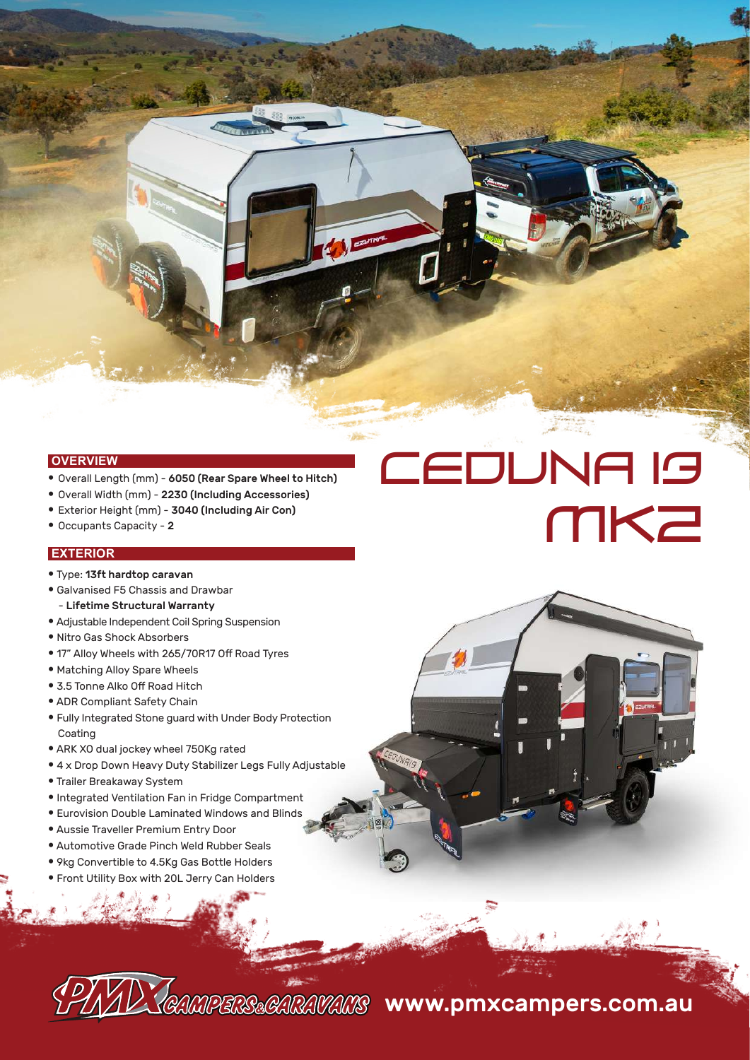# CEDUNA 13 MK2

## OVERVIEW

- Overall Length (mm) - **6050 (Rear Spare Wheel to Hitch)**
- Overall Width (mm) - **2230 (Including Accessories)**
- Exterior Height (mm) - **3040 (Including Air Con)**
- Occupants Capacity - **2**

## EXTERIOR

- Type: **13ft hardtop caravan**
- Galvanised F5 Chassis and Drawbar - **Lifetime Structural Warranty**
- Adjustable Independent Coil Spring Suspension
- Nitro Gas Shock Absorbers
- 17" Alloy Wheels with 265/70R17 Off Road Tyres
- Matching Alloy Spare Wheels
- 3.5 Tonne Alko Off Road Hitch
- ADR Compliant Safety Chain
- Fully Integrated Stone guard with Under Body Protection Coating
- ARK XO dual jockey wheel 750Kg rated
- 4 x Drop Down Heavy Duty Stabilizer Legs Fully Adjustable
- Trailer Breakaway System
- Integrated Ventilation Fan in Fridge Compartment
- Eurovision Double Laminated Windows and Blinds
- Aussie Traveller Premium Entry Door
- Automotive Grade Pinch Weld Rubber Seals
- 9kg Convertible to 4.5Kg Gas Bottle Holders
- Front Utility Box with 20L Jerry Can Holders

PMX CAMPERS & CARAVANS www.pmxcampers.com.au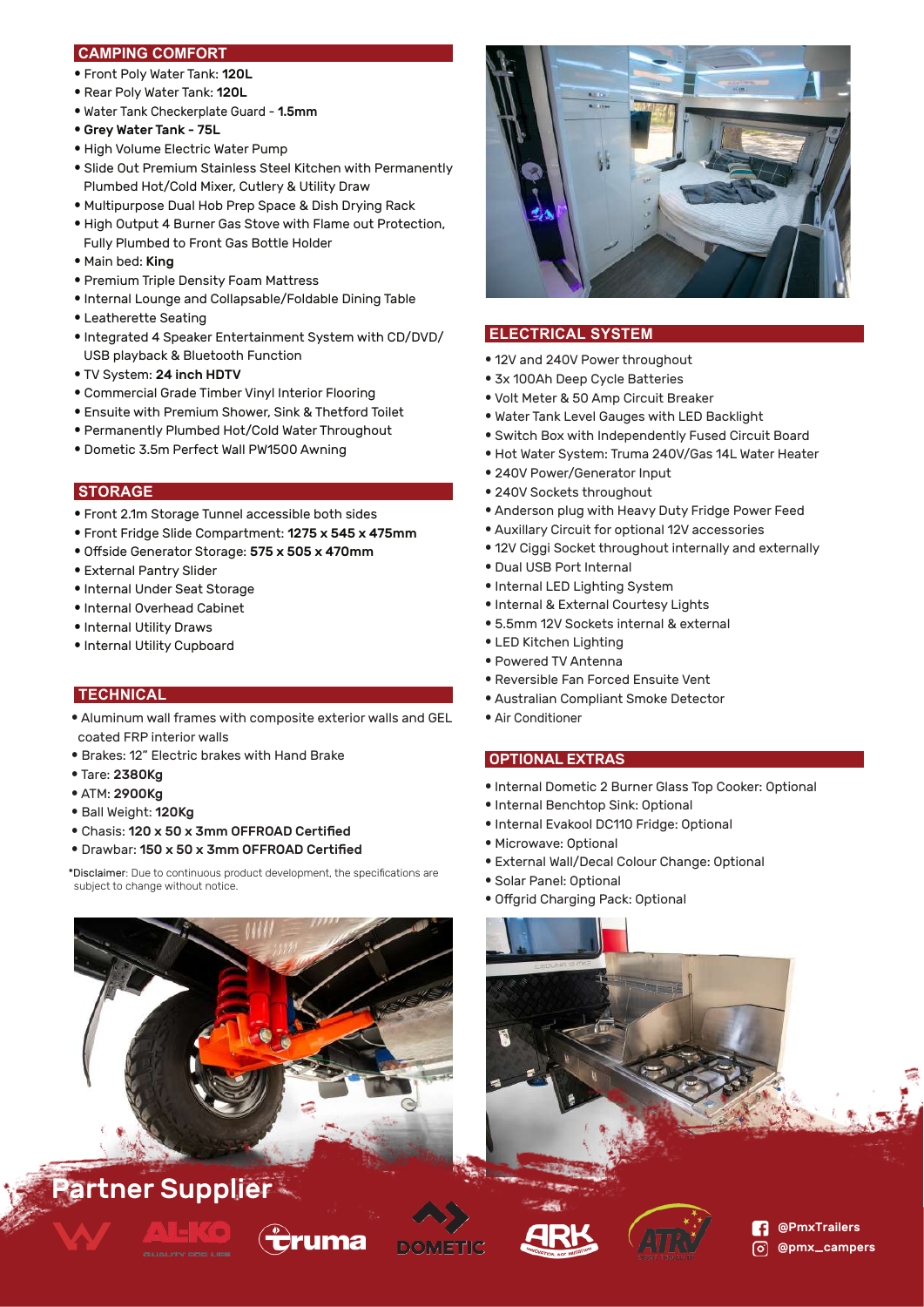## CAMPING COMFORT

- Front Poly Water Tank: **120L**
- Rear Poly Water Tank: **120L**
- Water Tank Checkerplate Guard - **1.5mm**
- **Grey Water Tank - 75L**
- High Volume Electric Water Pump
- Slide Out Premium Stainless Steel Kitchen with Permanently Plumbed Hot/Cold Mixer, Cutlery & Utility Draw
- Multipurpose Dual Hob Prep Space & Dish Drying Rack
- High Output 4 Burner Gas Stove with Flame out Protection, Fully Plumbed to Front Gas Bottle Holder
- Main bed: **King**
- Premium Triple Density Foam Mattress
- Internal Lounge and Collapsable/Foldable Dining Table
- Leatherette Seating
- Integrated 4 Speaker Entertainment System with CD/DVD/USB playback & Bluetooth Function
- TV System: **24 inch HDTV**
- Commercial Grade Timber Vinyl Interior Flooring
- Ensuite with Premium Shower, Sink & Thetford Toilet
- Permanently Plumbed Hot/Cold Water Throughout
- Dometic 3.5m Perfect Wall PW1500 Awning

## STORAGE

- Front 2.1m Storage Tunnel accessible both sides
- Front Fridge Slide Compartment: **1275 x 545 x 475mm**
- Offside Generator Storage: **575 x 505 x 470mm**
- External Pantry Slider
- Internal Under Seat Storage
- Internal Overhead Cabinet
- Internal Utility Draws
- Internal Utility Cupboard

## TECHNICAL

- Aluminum wall frames with composite exterior walls and GEL coated FRP interior walls
- Brakes: 12" Electric brakes with Hand Brake
- Tare: **2380Kg**
- ATM: **2900Kg**
- Ball Weight: **120Kg**
- Chasis: **120 x 50 x 3mm OFFROAD Certified**
- Drawbar: **150 x 50 x 3mm OFFROAD Certified**

*Disclaimer: Due to continuous product development, the specifications are subject to change without notice.

## ELECTRICAL SYSTEM

- 12V and 240V Power throughout
- 3x 100Ah Deep Cycle Batteries
- Volt Meter & 50 Amp Circuit Breaker
- Water Tank Level Gauges with LED Backlight
- Switch Box with Independently Fused Circuit Board
- Hot Water System: Truma 240V/Gas 14L Water Heater
- 240V Power/Generator Input
- 240V Sockets throughout
- Anderson plug with Heavy Duty Fridge Power Feed
- Auxillary Circuit for optional 12V accessories
- 12V Ciggi Socket throughout internally and externally
- Dual USB Port Internal
- Internal LED Lighting System
- Internal & External Courtesy Lights
- 5.5mm 12V Sockets internal & external
- LED Kitchen Lighting
- Powered TV Antenna
- Reversible Fan Forced Ensuite Vent
- Australian Compliant Smoke Detector
- Air Conditioner

## OPTIONAL EXTRAS

- Internal Dometic 2 Burner Glass Top Cooker: Optional
- Internal Benchtop Sink: Optional
- Internal Evakool DC110 Fridge: Optional
- Microwave: Optional
- External Wall/Decal Colour Change: Optional
- Solar Panel: Optional
- Offgrid Charging Pack: Optional

## Partner Supplier

AL-KO QUALITY FOR LIFE · truma · DOMETIC · ARK · ATRV

@PmxTrailers
@pmx_campers